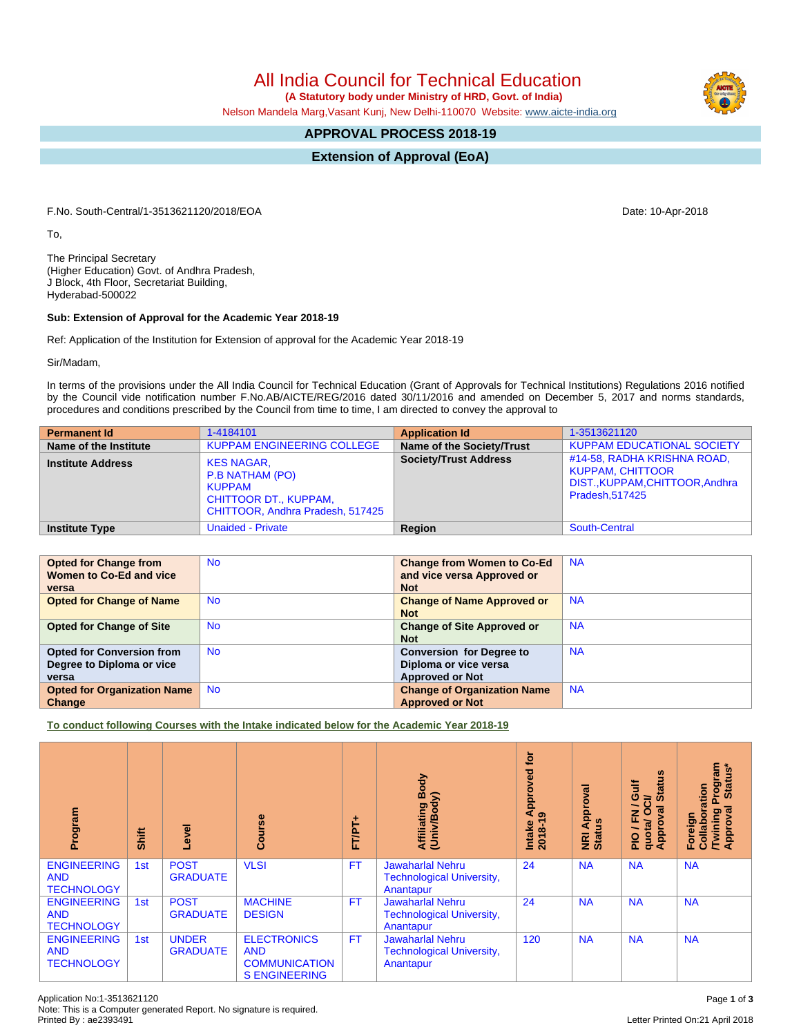# All India Council for Technical Education

**(A Statutory body under Ministry of HRD, Govt. of India)**

Nelson Mandela Marg,Vasant Kunj, New Delhi-110070 Website: www.aicte-india.org

## APPROVAL PROCESS 2018-19

## Extension of Approval (EoA)

F.No. South-Central/1-3513621120/2018/EOA

Date: 10-Apr-2018

To,

The Principal Secretary
(Higher Education) Govt. of Andhra Pradesh,
J Block, 4th Floor, Secretariat Building,
Hyderabad-500022

**Sub: Extension of Approval for the Academic Year 2018-19**

Ref: Application of the Institution for Extension of approval for the Academic Year 2018-19

Sir/Madam,

In terms of the provisions under the All India Council for Technical Education (Grant of Approvals for Technical Institutions) Regulations 2016 notified by the Council vide notification number F.No.AB/AICTE/REG/2016 dated 30/11/2016 and amended on December 5, 2017 and norms standards, procedures and conditions prescribed by the Council from time to time, I am directed to convey the approval to

| **Permanent Id** | 1-4184101 | **Application Id** | 1-3513621120 |
|---|---|---|---|
| **Name of the Institute** | KUPPAM ENGINEERING COLLEGE | **Name of the Society/Trust** | KUPPAM EDUCATIONAL SOCIETY |
| **Institute Address** | KES NAGAR, P.B NATHAM (PO) KUPPAM CHITTOOR DT., KUPPAM, CHITTOOR, Andhra Pradesh, 517425 | **Society/Trust Address** | #14-58, RADHA KRISHNA ROAD, KUPPAM, CHITTOOR DIST.,KUPPAM,CHITTOOR,Andhra Pradesh,517425 |
| **Institute Type** | Unaided - Private | **Region** | South-Central |

| **Opted for Change from Women to Co-Ed and vice versa** | No | **Change from Women to Co-Ed and vice versa Approved or Not** | NA |
|---|---|---|---|
| **Opted for Change of Name** | No | **Change of Name Approved or Not** | NA |
| **Opted for Change of Site** | No | **Change of Site Approved or Not** | NA |
| **Opted for Conversion from Degree to Diploma or vice versa** | No | **Conversion for Degree to Diploma or vice versa Approved or Not** | NA |
| **Opted for Organization Name Change** | No | **Change of Organization Name Approved or Not** | NA |

**To conduct following Courses with the Intake indicated below for the Academic Year 2018-19**

| Program | Shift | Level | Course | FT/PT+ | Affiliating Body (Univ/Body) | Intake Approved for 2018-19 | NRI Approval Status | PIO / FN / Gulf quota/ OCI/ Approval Status | Foreign Collaboration /Twining Program Approval Status* |
|---|---|---|---|---|---|---|---|---|---|
| ENGINEERING AND TECHNOLOGY | 1st | POST GRADUATE | VLSI | FT | Jawaharlal Nehru Technological University, Anantapur | 24 | NA | NA | NA |
| ENGINEERING AND TECHNOLOGY | 1st | POST GRADUATE | MACHINE DESIGN | FT | Jawaharlal Nehru Technological University, Anantapur | 24 | NA | NA | NA |
| ENGINEERING AND TECHNOLOGY | 1st | UNDER GRADUATE | ELECTRONICS AND COMMUNICATION S ENGINEERING | FT | Jawaharlal Nehru Technological University, Anantapur | 120 | NA | NA | NA |

Application No:1-3513621120
Note: This is a Computer generated Report. No signature is required.
Printed By : ae2393491

Letter Printed On:21 April 2018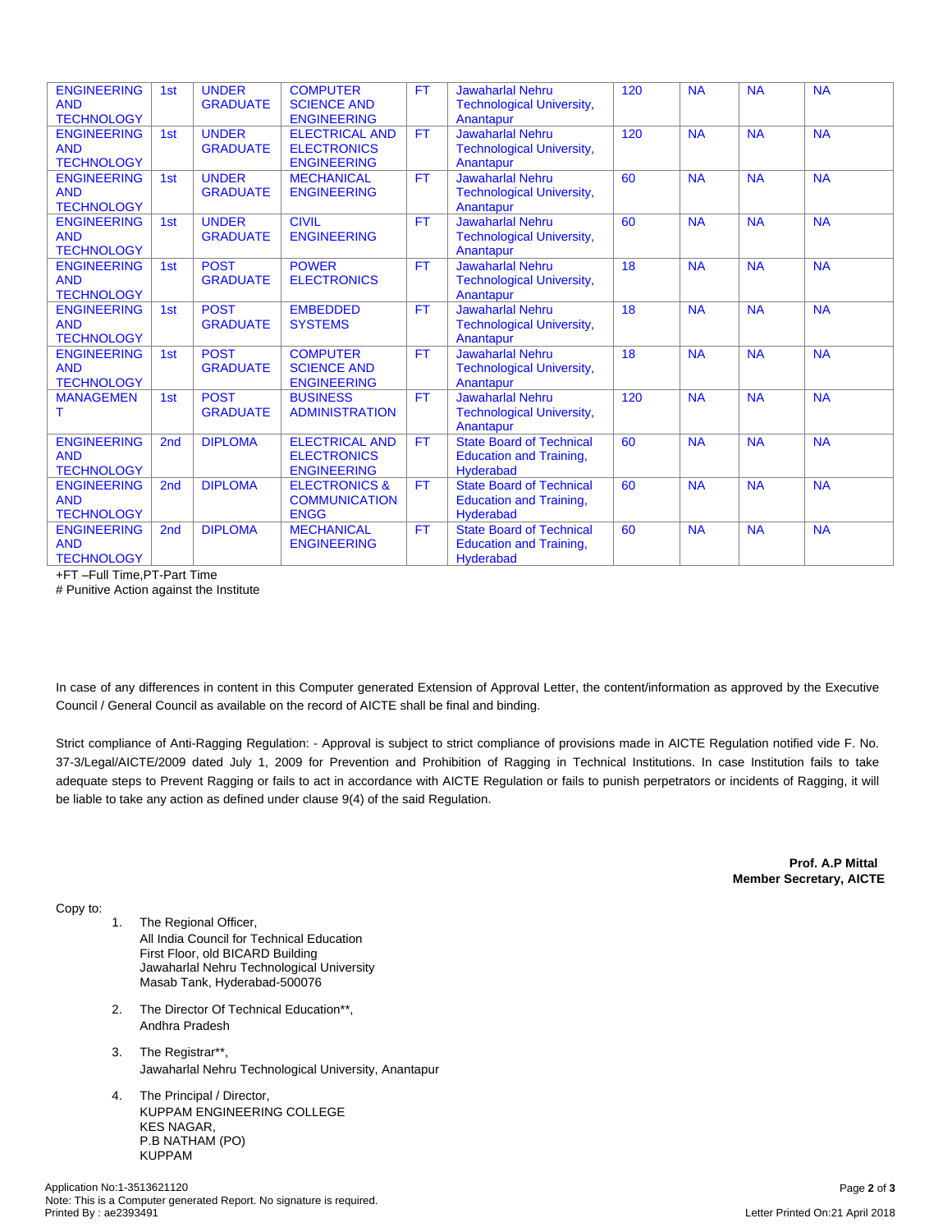| ENGINEERING AND TECHNOLOGY | 1st | UNDER GRADUATE | COMPUTER SCIENCE AND ENGINEERING | FT | Jawaharlal Nehru Technological University, Anantapur | 120 | NA | NA | NA |
|---|---|---|---|---|---|---|---|---|---|
| ENGINEERING AND TECHNOLOGY | 1st | UNDER GRADUATE | ELECTRICAL AND ELECTRONICS ENGINEERING | FT | Jawaharlal Nehru Technological University, Anantapur | 120 | NA | NA | NA |
| ENGINEERING AND TECHNOLOGY | 1st | UNDER GRADUATE | MECHANICAL ENGINEERING | FT | Jawaharlal Nehru Technological University, Anantapur | 60 | NA | NA | NA |
| ENGINEERING AND TECHNOLOGY | 1st | UNDER GRADUATE | CIVIL ENGINEERING | FT | Jawaharlal Nehru Technological University, Anantapur | 60 | NA | NA | NA |
| ENGINEERING AND TECHNOLOGY | 1st | POST GRADUATE | POWER ELECTRONICS | FT | Jawaharlal Nehru Technological University, Anantapur | 18 | NA | NA | NA |
| ENGINEERING AND TECHNOLOGY | 1st | POST GRADUATE | EMBEDDED SYSTEMS | FT | Jawaharlal Nehru Technological University, Anantapur | 18 | NA | NA | NA |
| ENGINEERING AND TECHNOLOGY | 1st | POST GRADUATE | COMPUTER SCIENCE AND ENGINEERING | FT | Jawaharlal Nehru Technological University, Anantapur | 18 | NA | NA | NA |
| MANAGEMENT | 1st | POST GRADUATE | BUSINESS ADMINISTRATION | FT | Jawaharlal Nehru Technological University, Anantapur | 120 | NA | NA | NA |
| ENGINEERING AND TECHNOLOGY | 2nd | DIPLOMA | ELECTRICAL AND ELECTRONICS ENGINEERING | FT | State Board of Technical Education and Training, Hyderabad | 60 | NA | NA | NA |
| ENGINEERING AND TECHNOLOGY | 2nd | DIPLOMA | ELECTRONICS & COMMUNICATION ENGG | FT | State Board of Technical Education and Training, Hyderabad | 60 | NA | NA | NA |
| ENGINEERING AND TECHNOLOGY | 2nd | DIPLOMA | MECHANICAL ENGINEERING | FT | State Board of Technical Education and Training, Hyderabad | 60 | NA | NA | NA |

+FT –Full Time,PT-Part Time

# Punitive Action against the Institute

In case of any differences in content in this Computer generated Extension of Approval Letter, the content/information as approved by the Executive Council / General Council as available on the record of AICTE shall be final and binding.

Strict compliance of Anti-Ragging Regulation: - Approval is subject to strict compliance of provisions made in AICTE Regulation notified vide F. No. 37-3/Legal/AICTE/2009 dated July 1, 2009 for Prevention and Prohibition of Ragging in Technical Institutions. In case Institution fails to take adequate steps to Prevent Ragging or fails to act in accordance with AICTE Regulation or fails to punish perpetrators or incidents of Ragging, it will be liable to take any action as defined under clause 9(4) of the said Regulation.

**Prof. A.P Mittal**
**Member Secretary, AICTE**

Copy to:

1. The Regional Officer,
   All India Council for Technical Education
   First Floor, old BICARD Building
   Jawaharlal Nehru Technological University
   Masab Tank, Hyderabad-500076

2. The Director Of Technical Education**,
   Andhra Pradesh

3. The Registrar**,
   Jawaharlal Nehru Technological University, Anantapur

4. The Principal / Director,
   KUPPAM ENGINEERING COLLEGE
   KES NAGAR,
   P.B NATHAM (PO)
   KUPPAM

Application No:1-3513621120
Note: This is a Computer generated Report. No signature is required.
Printed By : ae2393491

Letter Printed On:21 April 2018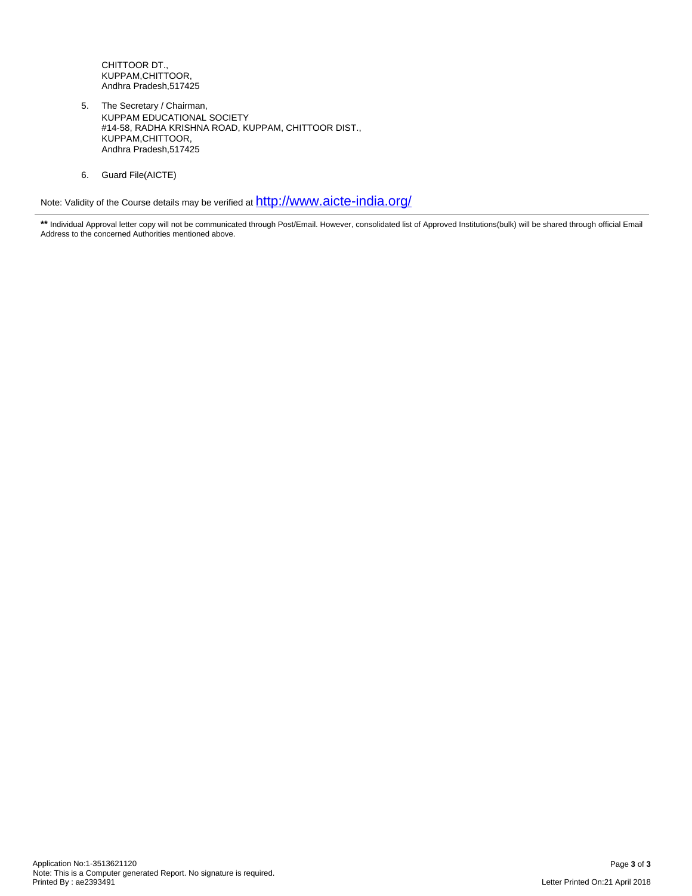CHITTOOR DT.,
KUPPAM,CHITTOOR,
Andhra Pradesh,517425

5. The Secretary / Chairman,
   KUPPAM EDUCATIONAL SOCIETY
   #14-58, RADHA KRISHNA ROAD, KUPPAM, CHITTOOR DIST.,
   KUPPAM,CHITTOOR,
   Andhra Pradesh,517425

6. Guard File(AICTE)

Note: Validity of the Course details may be verified at http://www.aicte-india.org/

---

**\*\*** Individual Approval letter copy will not be communicated through Post/Email. However, consolidated list of Approved Institutions(bulk) will be shared through official Email Address to the concerned Authorities mentioned above.

Application No:1-3513621120
Note: This is a Computer generated Report. No signature is required.
Printed By : ae2393491

Letter Printed On:21 April 2018